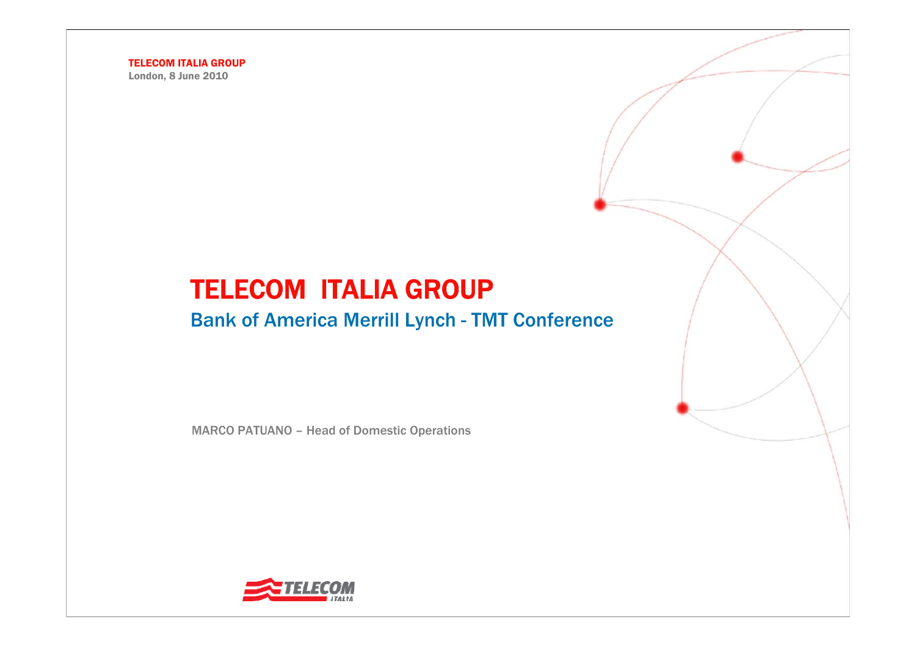TELECOM ITALIA GROUP
London, 8 June 2010

# TELECOM ITALIA GROUP

## Bank of America Merrill Lynch - TMT Conference

MARCO PATUANO – Head of Domestic Operations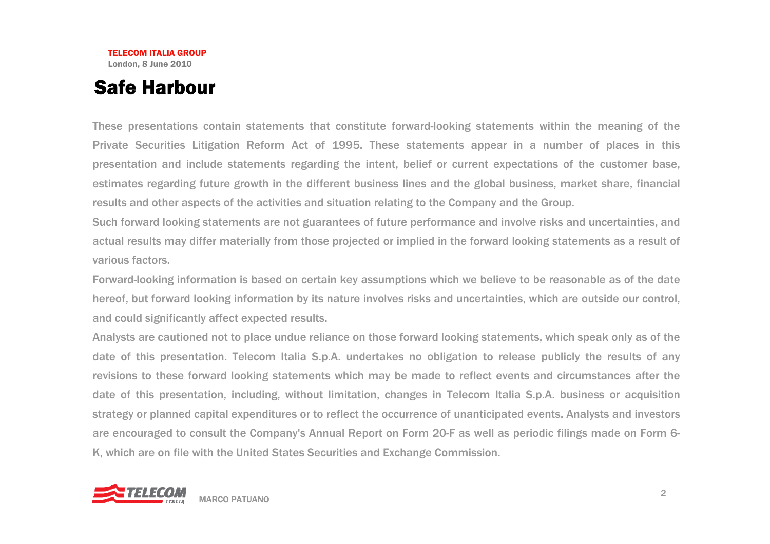TELECOM ITALIA GROUP
London, 8 June 2010

# Safe Harbour

These presentations contain statements that constitute forward-looking statements within the meaning of the Private Securities Litigation Reform Act of 1995. These statements appear in a number of places in this presentation and include statements regarding the intent, belief or current expectations of the customer base, estimates regarding future growth in the different business lines and the global business, market share, financial results and other aspects of the activities and situation relating to the Company and the Group.

Such forward looking statements are not guarantees of future performance and involve risks and uncertainties, and actual results may differ materially from those projected or implied in the forward looking statements as a result of various factors.

Forward-looking information is based on certain key assumptions which we believe to be reasonable as of the date hereof, but forward looking information by its nature involves risks and uncertainties, which are outside our control, and could significantly affect expected results.

Analysts are cautioned not to place undue reliance on those forward looking statements, which speak only as of the date of this presentation. Telecom Italia S.p.A. undertakes no obligation to release publicly the results of any revisions to these forward looking statements which may be made to reflect events and circumstances after the date of this presentation, including, without limitation, changes in Telecom Italia S.p.A. business or acquisition strategy or planned capital expenditures or to reflect the occurrence of unanticipated events. Analysts and investors are encouraged to consult the Company's Annual Report on Form 20-F as well as periodic filings made on Form 6-K, which are on file with the United States Securities and Exchange Commission.

MARCO PATUANO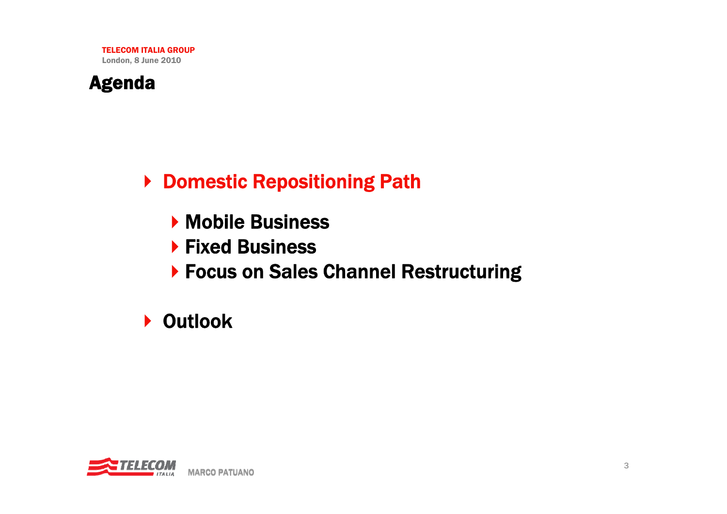# Agenda

- **Domestic Repositioning Path**
  - **Mobile Business**
  - **Fixed Business**
  - **Focus on Sales Channel Restructuring**
- **Outlook**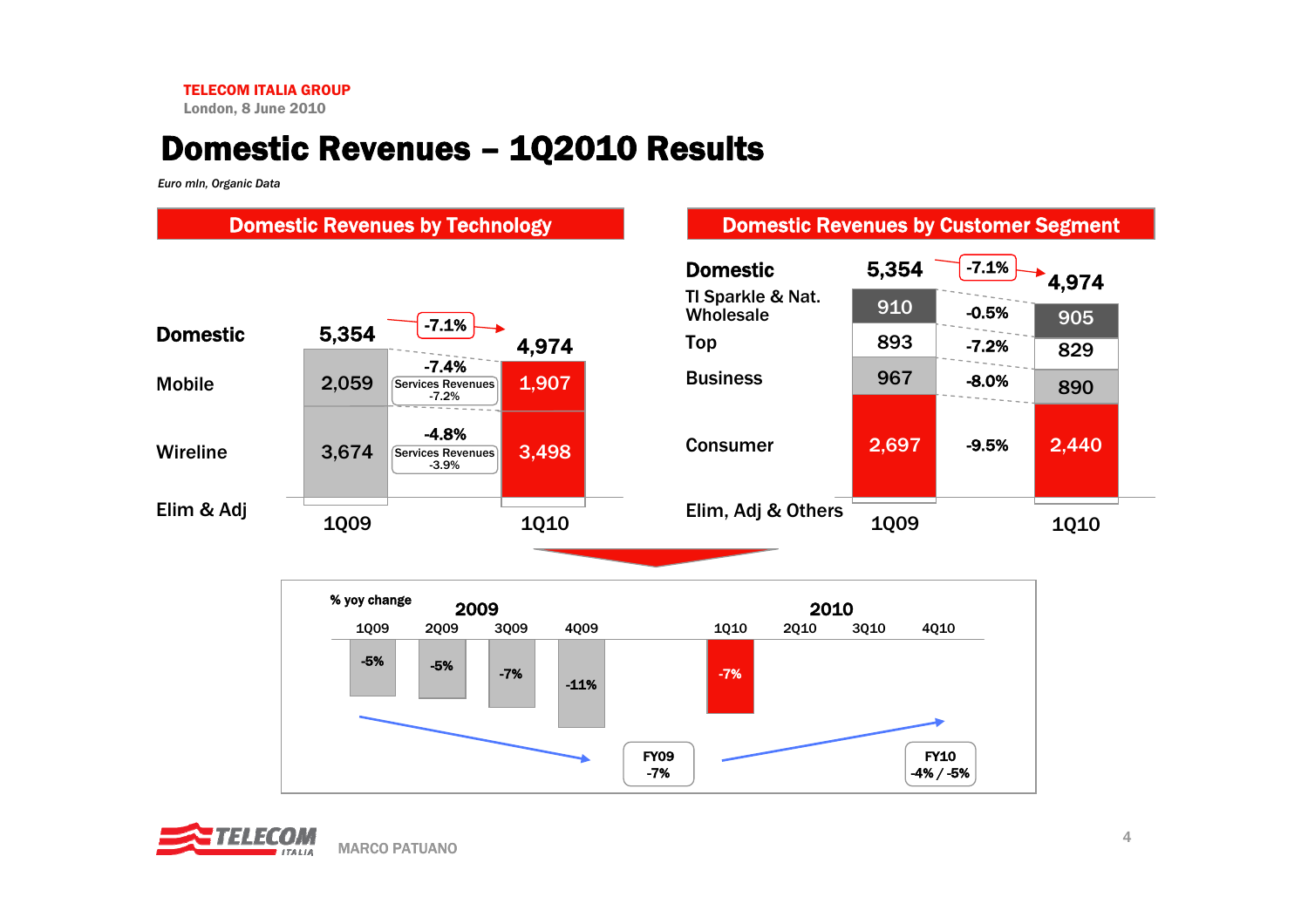# Domestic Revenues – 1Q2010 Results

*Euro mln, Organic Data*

## Domestic Revenues by Technology

| | 1Q09 | Change | 1Q10 |
|---|---|---|---|
| Domestic | 5,354 | -7.1% | 4,974 |
| Mobile | 2,059 | -7.4% (Services Revenues -7.2%) | 1,907 |
| Wireline | 3,674 | -4.8% (Services Revenues -3.9%) | 3,498 |
| Elim & Adj | | | |

## Domestic Revenues by Customer Segment

| | 1Q09 | Change | 1Q10 |
|---|---|---|---|
| Domestic | 5,354 | -7.1% | 4,974 |
| TI Sparkle & Nat. Wholesale | 910 | -0.5% | 905 |
| Top | 893 | -7.2% | 829 |
| Business | 967 | -8.0% | 890 |
| Consumer | 2,697 | -9.5% | 2,440 |
| Elim, Adj & Others | | | |

**% yoy change**

| | 2009 | | | | 2010 | | | |
|---|---|---|---|---|---|---|---|---|
| | 1Q09 | 2Q09 | 3Q09 | 4Q09 | 1Q10 | 2Q10 | 3Q10 | 4Q10 |
| % yoy change | -5% | -5% | -7% | -11% | -7% | | | |

FY09 -7%

FY10 -4% / -5%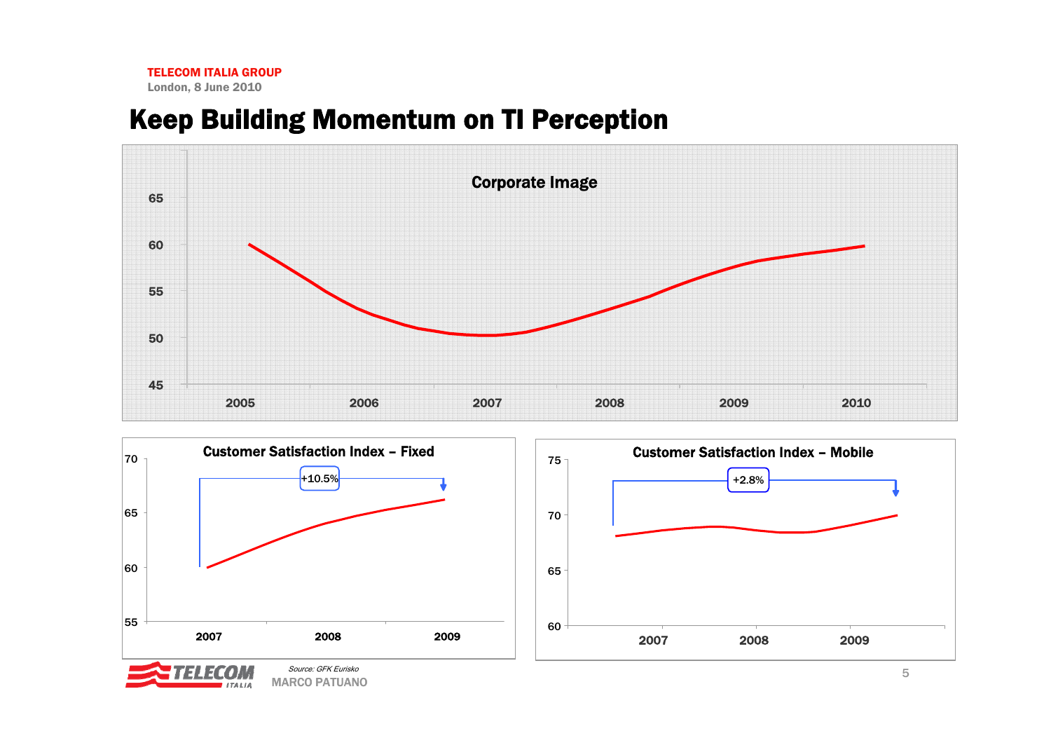# Keep Building Momentum on TI Perception

**Corporate Image**

65
60
55
50
45

2005 2006 2007 2008 2009 2010

**Customer Satisfaction Index – Fixed**

+10.5%

70
65
60
55

2007 2008 2009

**Customer Satisfaction Index – Mobile**

+2.8%

75
70
65
60

2007 2008 2009

*Source: GFK Eurisko*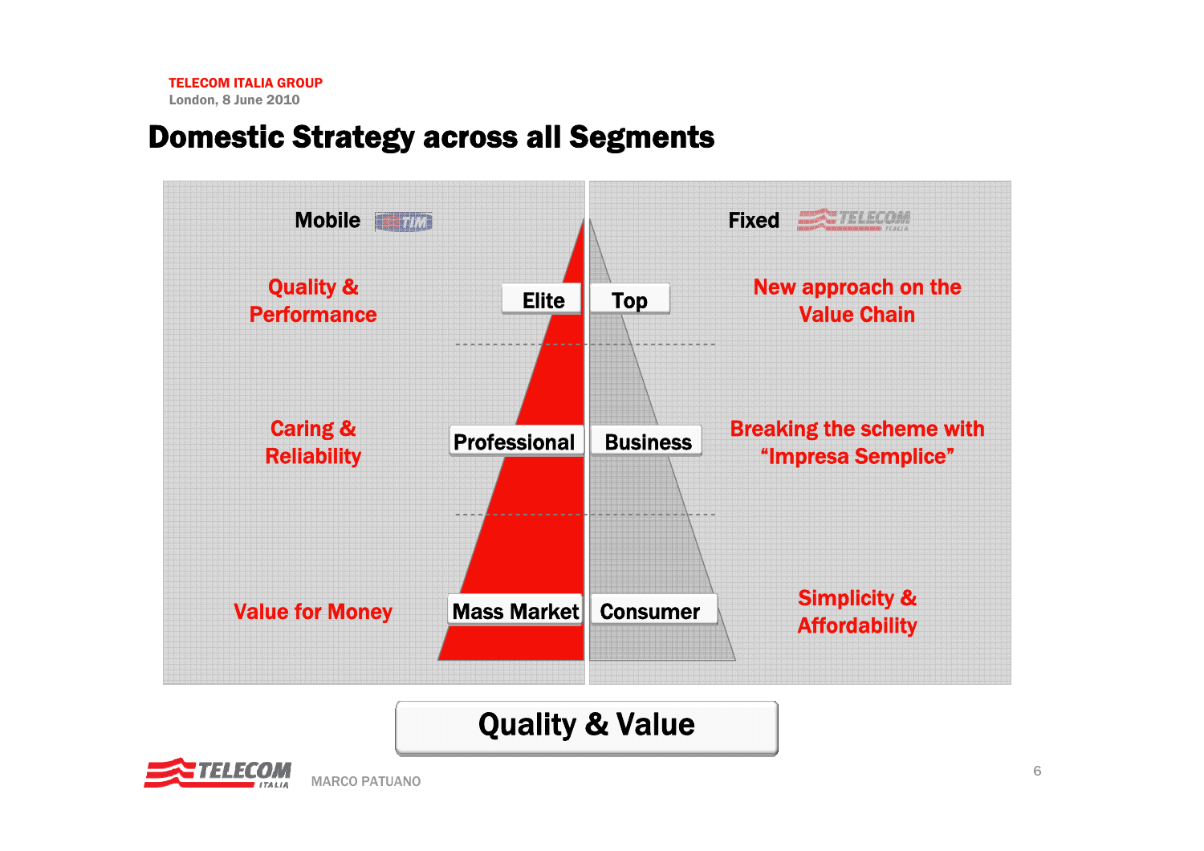# Domestic Strategy across all Segments

| Mobile (TIM) | | Fixed (Telecom Italia) | |
|---|---|---|---|
| Quality & Performance | Elite | Top | New approach on the Value Chain |
| Caring & Reliability | Professional | Business | Breaking the scheme with "Impresa Semplice" |
| Value for Money | Mass Market | Consumer | Simplicity & Affordability |

**Quality & Value**

MARCO PATUANO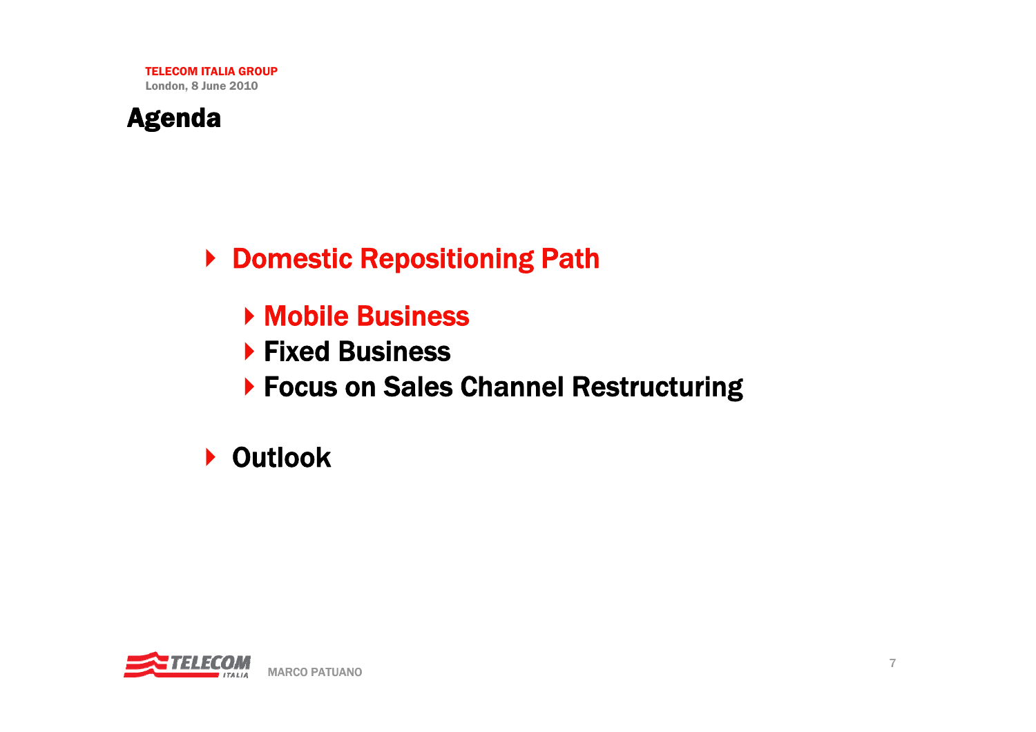# Agenda

- Domestic Repositioning Path
  - Mobile Business
  - Fixed Business
  - Focus on Sales Channel Restructuring
- Outlook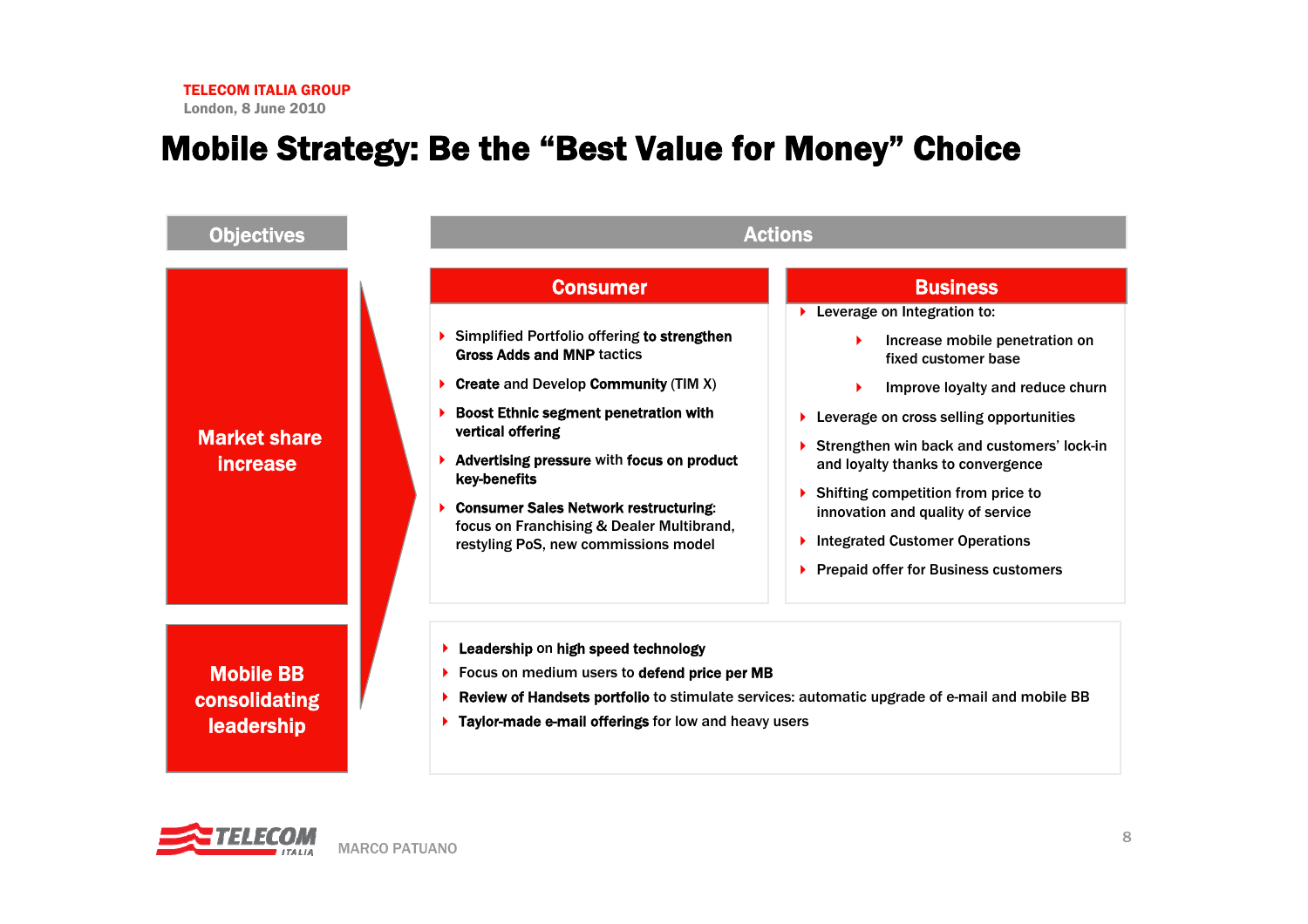# Mobile Strategy: Be the "Best Value for Money" Choice

## Objectives

### Market share increase

## Actions

### Consumer

- Simplified Portfolio offering **to strengthen Gross Adds and MNP** tactics
- **Create** and Develop **Community** (TIM X)
- **Boost Ethnic segment penetration with vertical offering**
- **Advertising pressure** with **focus on product key-benefits**
- **Consumer Sales Network restructuring**: focus on Franchising & Dealer Multibrand, restyling PoS, new commissions model

### Business

- Leverage on Integration to:
  - Increase mobile penetration on fixed customer base
  - Improve loyalty and reduce churn
- Leverage on cross selling opportunities
- Strengthen win back and customers' lock-in and loyalty thanks to convergence
- Shifting competition from price to innovation and quality of service
- Integrated Customer Operations
- Prepaid offer for Business customers

### Mobile BB consolidating leadership

- **Leadership** on **high speed technology**
- Focus on medium users to **defend price per MB**
- **Review of Handsets portfolio** to stimulate services: automatic upgrade of e-mail and mobile BB
- **Taylor-made e-mail offerings** for low and heavy users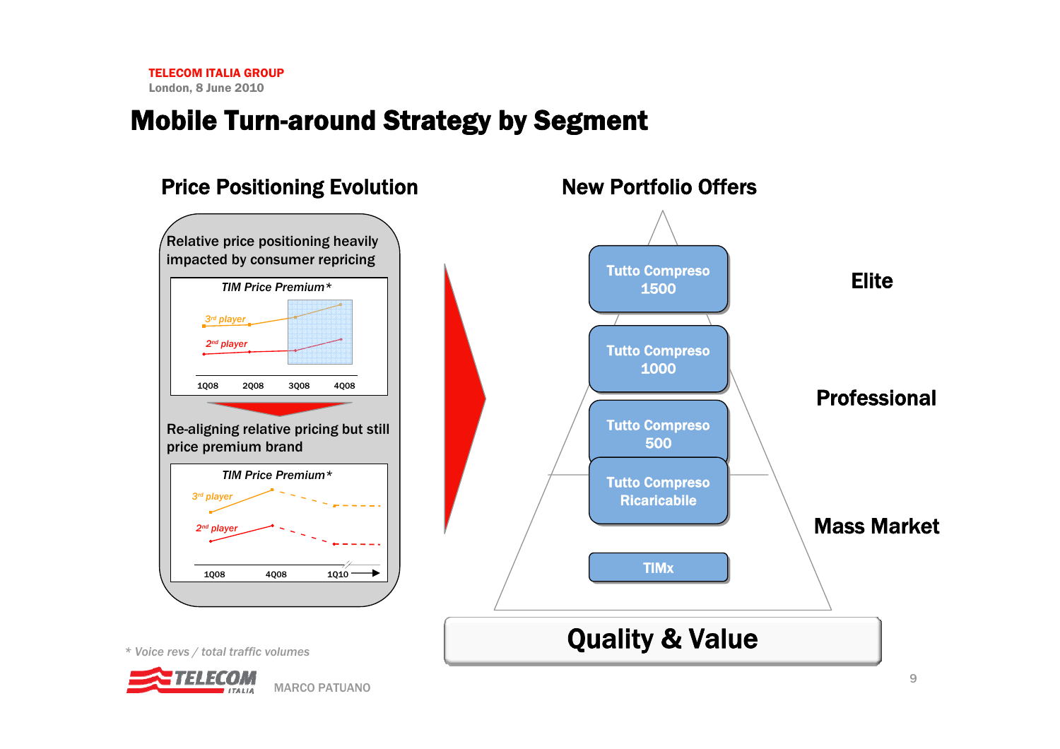# Mobile Turn-around Strategy by Segment

## Price Positioning Evolution

Relative price positioning heavily impacted by consumer repricing

TIM Price Premium*

3rd player
2nd player

1Q08 2Q08 3Q08 4Q08

Re-aligning relative pricing but still price premium brand

TIM Price Premium*

3rd player
2nd player

1Q08 4Q08 1Q10

## New Portfolio Offers

- Tutto Compreso 1500 — **Elite**
- Tutto Compreso 1000 — **Professional**
- Tutto Compreso 500
- Tutto Compreso Ricaricabile — **Mass Market**
- TIMx

**Quality & Value**

*\* Voice revs / total traffic volumes*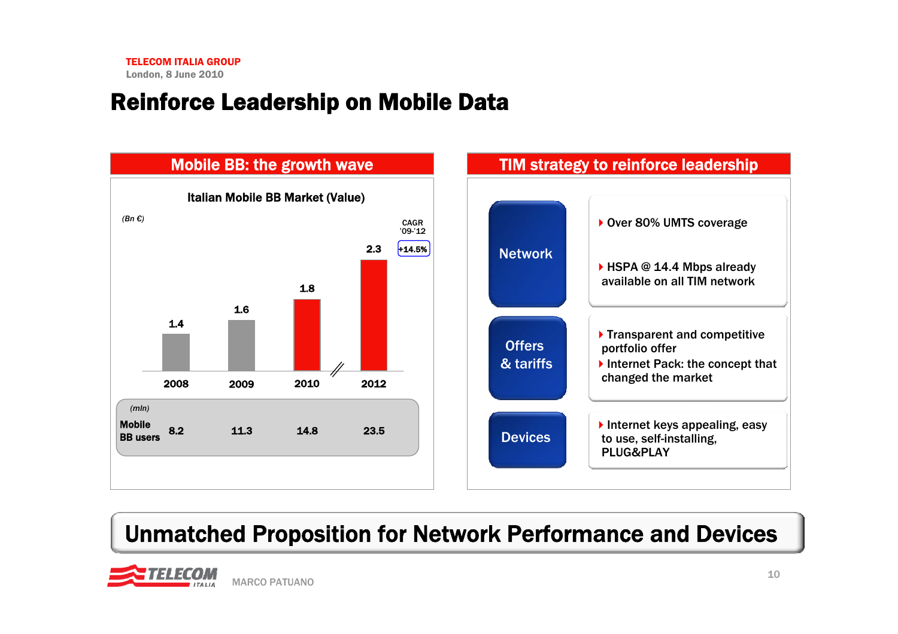# Reinforce Leadership on Mobile Data

## Mobile BB: the growth wave

**Italian Mobile BB Market (Value)**

*(Bn €)*

| | 2008 | 2009 | 2010 | 2012 | CAGR '09-'12 |
|---|---|---|---|---|---|
| Market value | 1.4 | 1.6 | 1.8 | 2.3 | +14.5% |
| Mobile BB users *(mln)* | 8.2 | 11.3 | 14.8 | 23.5 | |

## TIM strategy to reinforce leadership

**Network**
- Over 80% UMTS coverage
- HSPA @ 14.4 Mbps already available on all TIM network

**Offers & tariffs**
- Transparent and competitive portfolio offer
- Internet Pack: the concept that changed the market

**Devices**
- Internet keys appealing, easy to use, self-installing, PLUG&PLAY

**Unmatched Proposition for Network Performance and Devices**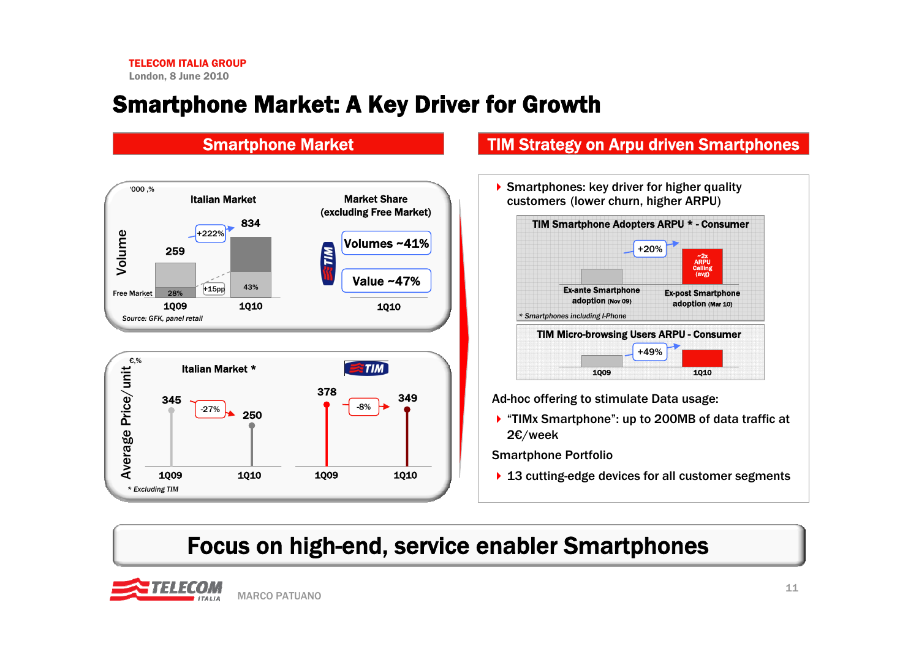# Smartphone Market: A Key Driver for Growth

## Smartphone Market

'000 ,%

**Volume**

| | Italian Market | |
|---|---|---|
| | 1Q09 | 1Q10 |
| Volume | 259 | 834 |
| Free Market | 28% | 43% |

+222%

+15pp

**Market Share (excluding Free Market)** – TIM 1Q10

- Volumes ~41%
- Value ~47%

Source: GFK, panel retail

€,%

**Average Price/unit**

| | 1Q09 | 1Q10 | Change |
|---|---|---|---|
| Italian Market * | 345 | 250 | -27% |
| TIM | 378 | 349 | -8% |

\* Excluding TIM

## TIM Strategy on Arpu driven Smartphones

- Smartphones: key driver for higher quality customers (lower churn, higher ARPU)

**TIM Smartphone Adopters ARPU * - Consumer**

Ex-ante Smartphone adoption (Nov 09) → Ex-post Smartphone adoption (Mar 10): +20%

~2x ARPU Calling (avg)

\* Smartphones including I-Phone

**TIM Micro-browsing Users ARPU - Consumer**

1Q09 → 1Q10: +49%

Ad-hoc offering to stimulate Data usage:

- "TIMx Smartphone": up to 200MB of data traffic at 2€/week

Smartphone Portfolio

- 13 cutting-edge devices for all customer segments

**Focus on high-end, service enabler Smartphones**

MARCO PATUANO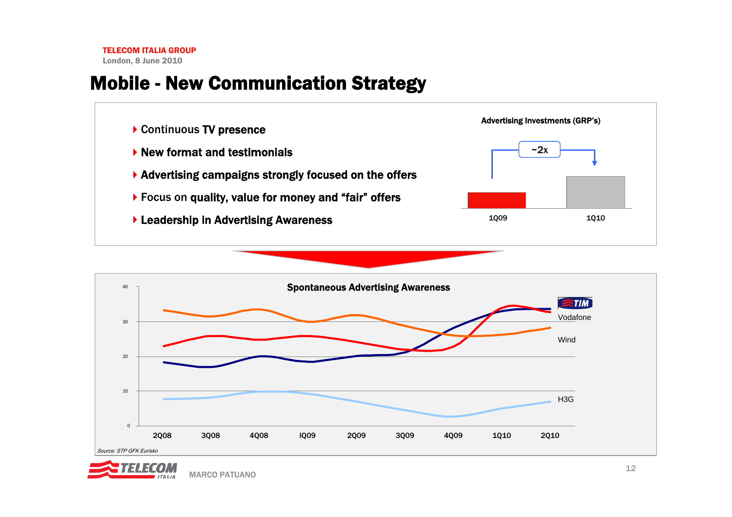# Mobile - New Communication Strategy

- Continuous TV presence
- New format and testimonials
- Advertising campaigns strongly focused on the offers
- Focus on quality, value for money and "fair" offers
- Leadership in Advertising Awareness

**Advertising Investments (GRP's)**

~2x

1Q09 1Q10

**Spontaneous Advertising Awareness**

TIM

Vodafone

Wind

H3G

2Q08 3Q08 4Q08 IQ09 2Q09 3Q09 4Q09 1Q10 2Q10

*Source: STP GFK Eurisko*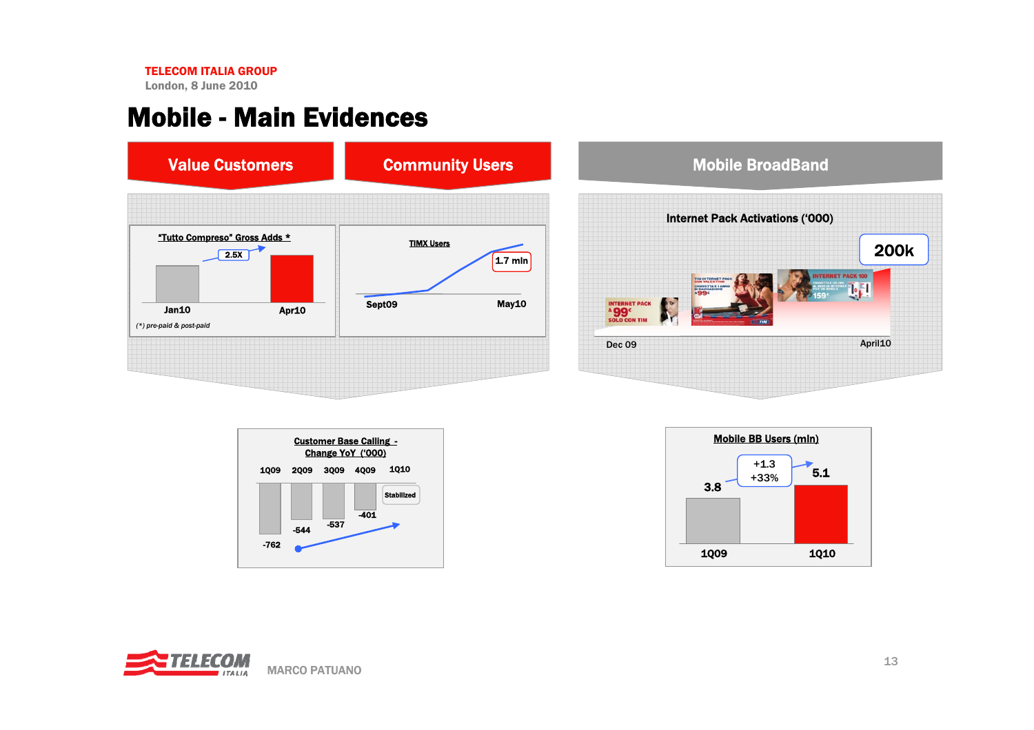# Mobile - Main Evidences

## Value Customers

**"Tutto Compreso" Gross Adds \***

2.5X

Jan10 → Apr10

(\*) pre-paid & post-paid

## Community Users

**TIMX Users**

1.7 mln

Sept09 → May10

**Customer Base Calling - Change YoY ('000)**

| 1Q09 | 2Q09 | 3Q09 | 4Q09 | 1Q10 |
|---|---|---|---|---|
| -762 | -544 | -537 | -401 | Stabilized |

## Mobile BroadBand

**Internet Pack Activations ('000)**

200k

Dec 09 → April10

**Mobile BB Users (mln)**

| 1Q09 | 1Q10 |
|---|---|
| 3.8 | 5.1 |

+1.3
+33%

MARCO PATUANO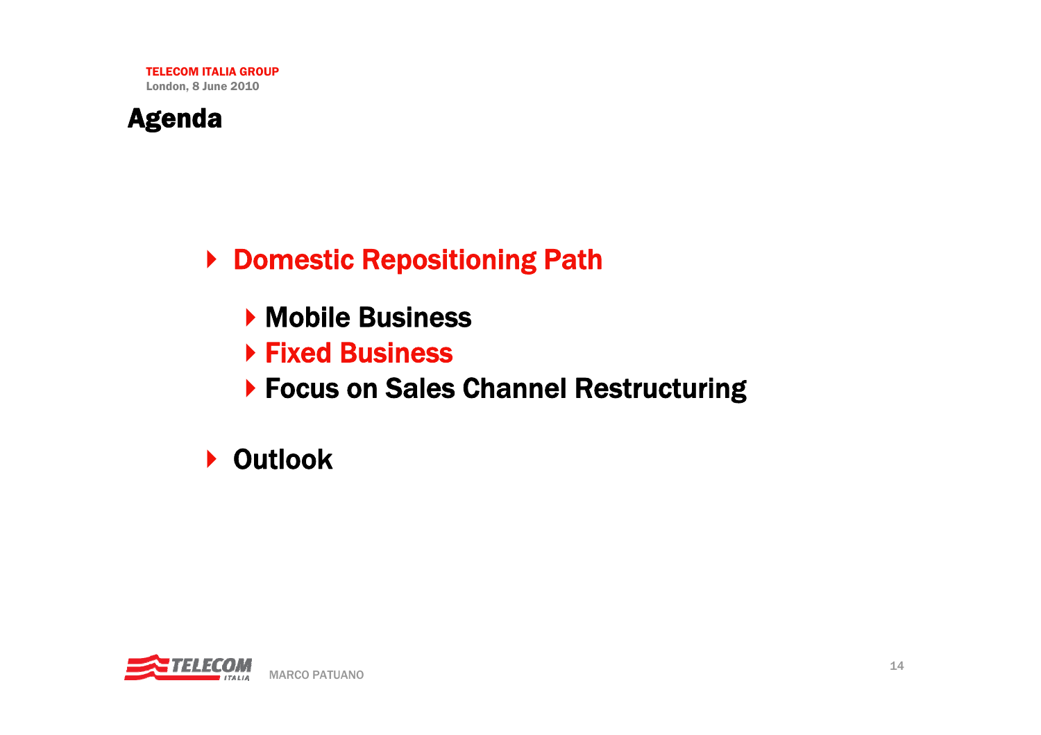# Agenda

- **Domestic Repositioning Path**
  - **Mobile Business**
  - **Fixed Business**
  - **Focus on Sales Channel Restructuring**
- **Outlook**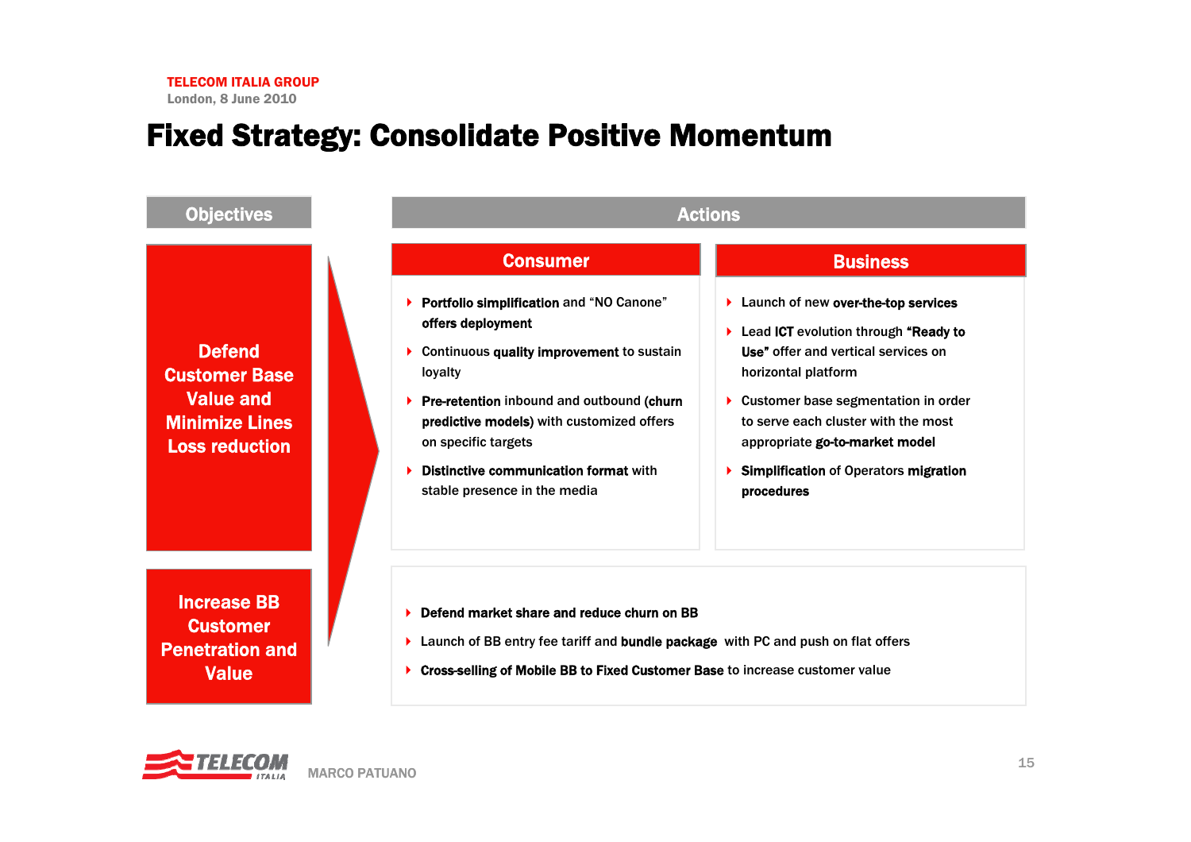# Fixed Strategy: Consolidate Positive Momentum

## Objectives

**Defend Customer Base Value and Minimize Lines Loss reduction**

**Increase BB Customer Penetration and Value**

## Actions

### Consumer

- **Portfolio simplification** and "NO Canone" **offers deployment**
- Continuous **quality improvement** to sustain loyalty
- **Pre-retention** inbound and outbound **(churn predictive models)** with customized offers on specific targets
- **Distinctive communication format** with stable presence in the media

### Business

- Launch of new **over-the-top services**
- Lead **ICT** evolution through **"Ready to Use"** offer and vertical services on horizontal platform
- Customer base segmentation in order to serve each cluster with the most appropriate **go-to-market model**
- **Simplification** of Operators **migration procedures**

### Broadband

- **Defend market share and reduce churn on BB**
- Launch of BB entry fee tariff and **bundle package** with PC and push on flat offers
- **Cross-selling of Mobile BB to Fixed Customer Base** to increase customer value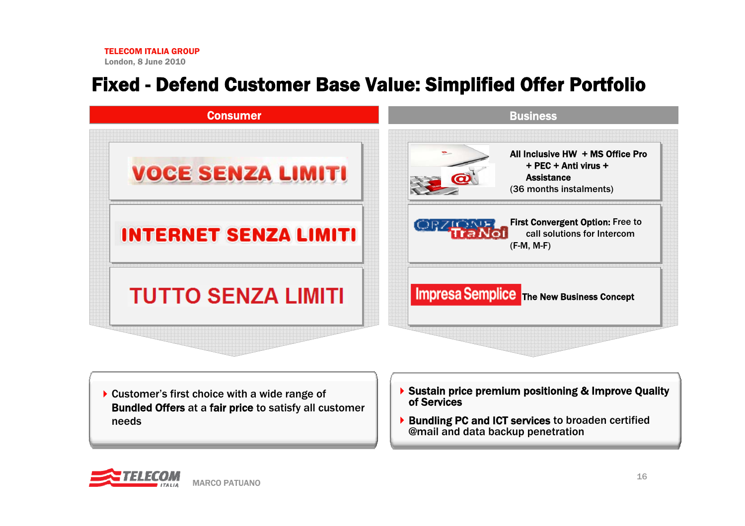# Fixed - Defend Customer Base Value: Simplified Offer Portfolio

## Consumer

- VOCE SENZA LIMITI
- INTERNET SENZA LIMITI
- TUTTO SENZA LIMITI

## Business

- **All Inclusive HW + MS Office Pro + PEC + Anti virus + Assistance** (36 months instalments)
- OPZIONE TraNoi — **First Convergent Option:** Free to call solutions for Intercom (F-M, M-F)
- Impresa Semplice — **The New Business Concept**

---

- Customer's first choice with a wide range of **Bundled Offers** at a **fair price** to satisfy all customer needs

- **Sustain price premium positioning & Improve Quality of Services**
- **Bundling PC and ICT services** to broaden certified @mail and data backup penetration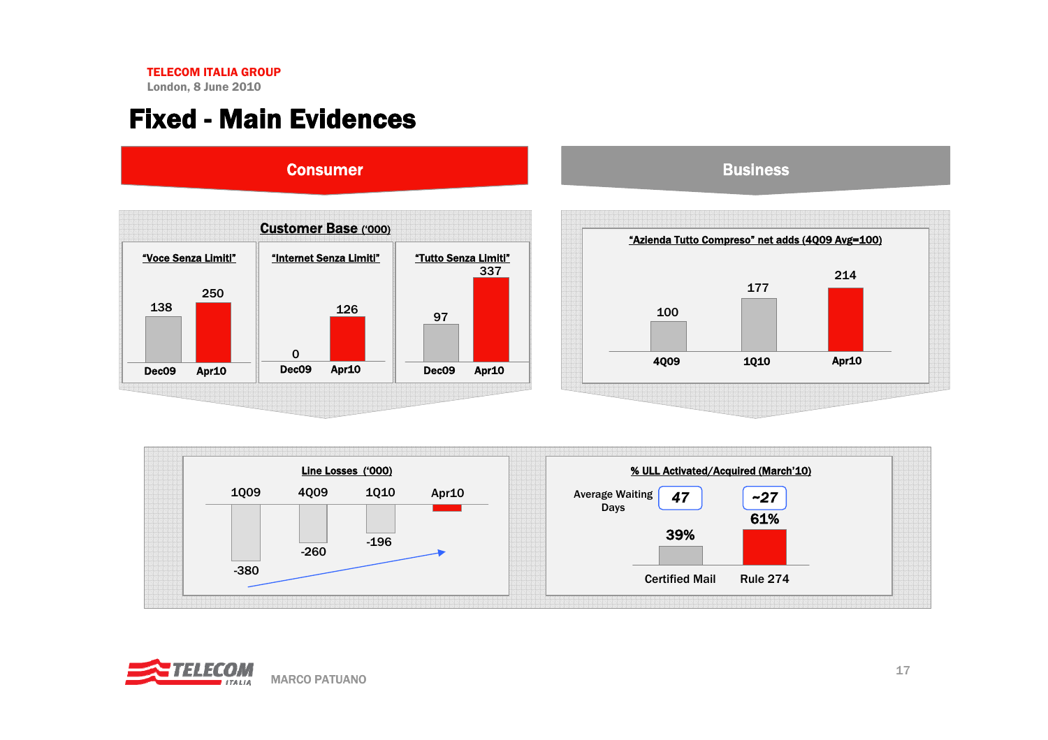# Fixed - Main Evidences

## Consumer

### Customer Base ('000)

| | Dec09 | Apr10 |
|---|---|---|
| "Voce Senza Limiti" | 138 | 250 |
| "Internet Senza Limiti" | 0 | 126 |
| "Tutto Senza Limiti" | 97 | 337 |

## Business

### "Azienda Tutto Compreso" net adds (4Q09 Avg=100)

| 4Q09 | 1Q10 | Apr10 |
|---|---|---|
| 100 | 177 | 214 |

### Line Losses ('000)

| 1Q09 | 4Q09 | 1Q10 | Apr10 |
|---|---|---|---|
| -380 | -260 | -196 | |

### % ULL Activated/Acquired (March'10)

| | Certified Mail | Rule 274 |
|---|---|---|
| Average Waiting Days | 47 | ~27 |
| % ULL Activated/Acquired | 39% | 61% |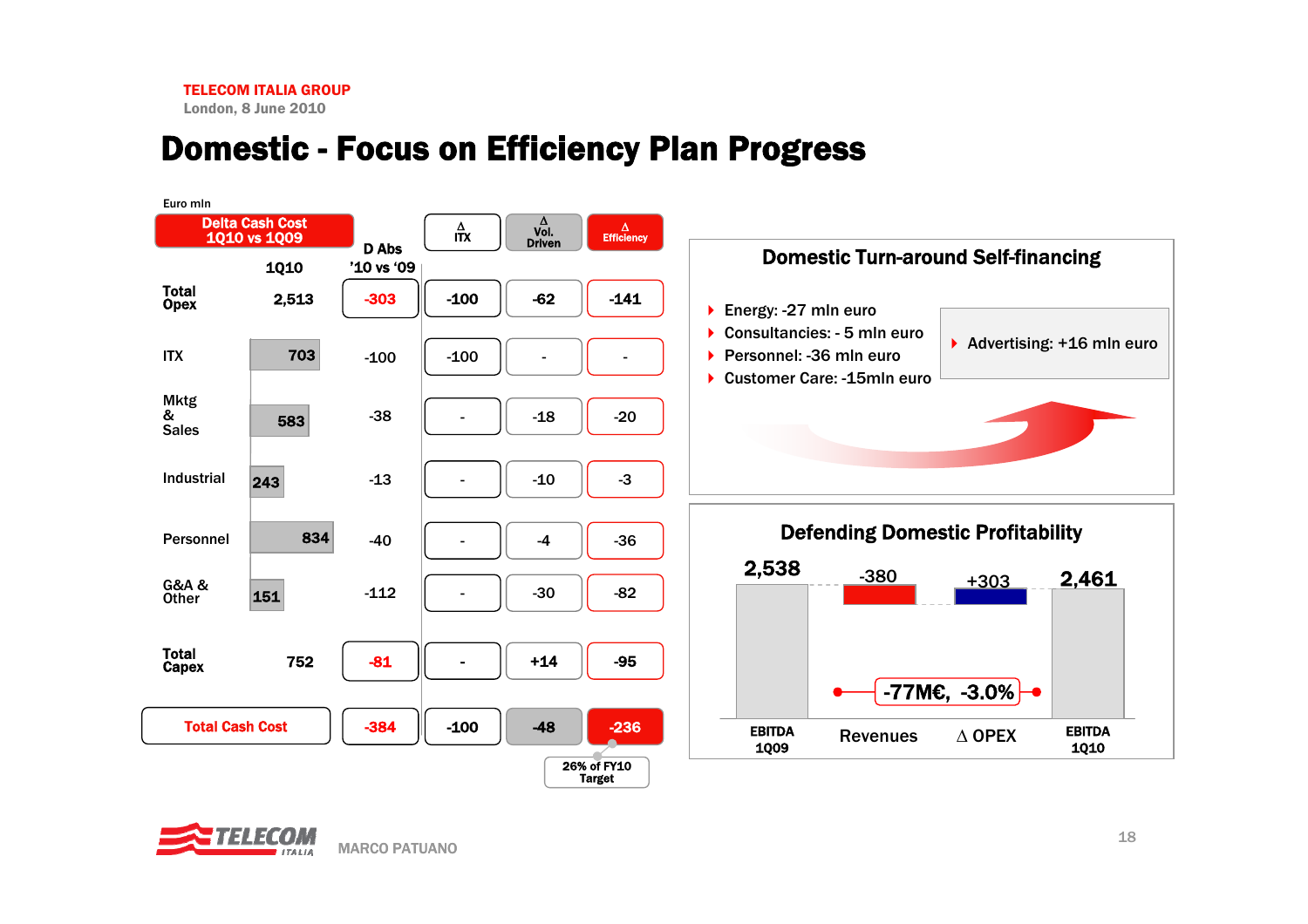# Domestic - Focus on Efficiency Plan Progress

Euro mln

| Delta Cash Cost 1Q10 vs 1Q09 | 1Q10 | D Abs '10 vs '09 | Δ ITX | Δ Vol. Driven | Δ Efficiency |
|---|---|---|---|---|---|
| Total Opex | 2,513 | -303 | -100 | -62 | -141 |
| ITX | 703 | -100 | -100 | - | - |
| Mktg & Sales | 583 | -38 | - | -18 | -20 |
| Industrial | 243 | -13 | - | -10 | -3 |
| Personnel | 834 | -40 | - | -4 | -36 |
| G&A & Other | 151 | -112 | - | -30 | -82 |
| Total Capex | 752 | -81 | - | +14 | -95 |
| Total Cash Cost | | -384 | -100 | -48 | -236 |

26% of FY10 Target

## Domestic Turn-around Self-financing

- Energy: -27 mln euro
- Consultancies: - 5 mln euro
- Personnel: -36 mln euro
- Customer Care: -15mln euro

- Advertising: +16 mln euro

## Defending Domestic Profitability

| EBITDA 1Q09 | Revenues | Δ OPEX | EBITDA 1Q10 |
|---|---|---|---|
| 2,538 | -380 | +303 | 2,461 |

-77M€, -3.0%

MARCO PATUANO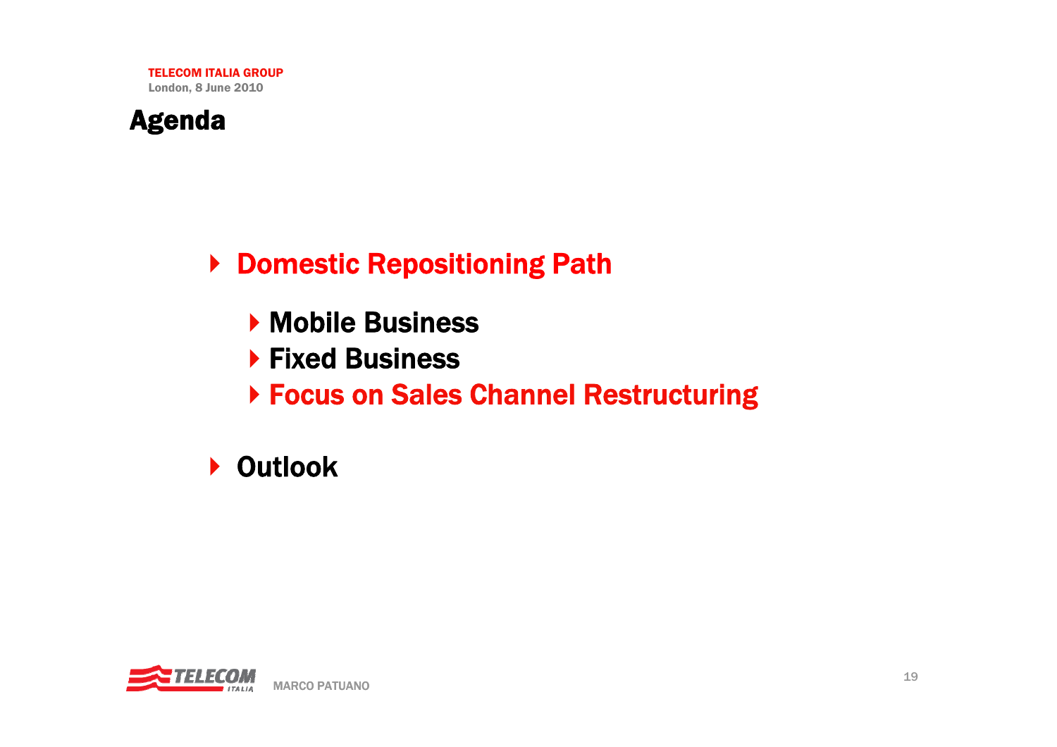# Agenda

- **Domestic Repositioning Path**
  - **Mobile Business**
  - **Fixed Business**
  - **Focus on Sales Channel Restructuring**
- **Outlook**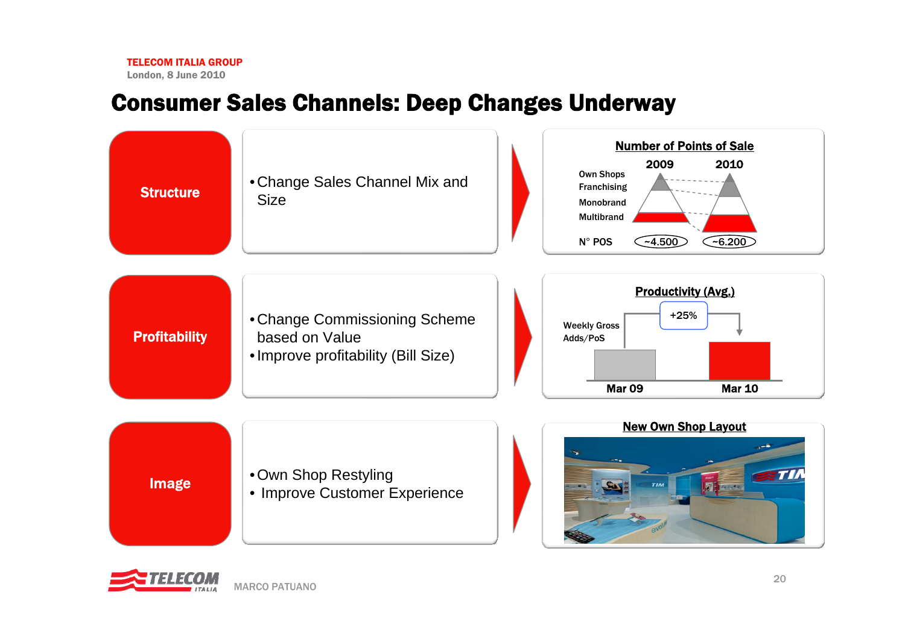# Consumer Sales Channels: Deep Changes Underway

## Structure

- Change Sales Channel Mix and Size

**Number of Points of Sale**

| | 2009 | 2010 |
|---|---|---|
| Own Shops | | |
| Franchising | | |
| Monobrand | | |
| Multibrand | | |
| N° POS | ~4.500 | ~6.200 |

## Profitability

- Change Commissioning Scheme based on Value
- Improve profitability (Bill Size)

**Productivity (Avg.)**

Weekly Gross Adds/PoS

| Mar 09 | Mar 10 |
|---|---|
| | +25% |

## Image

- Own Shop Restyling
- Improve Customer Experience

**New Own Shop Layout**

MARCO PATUANO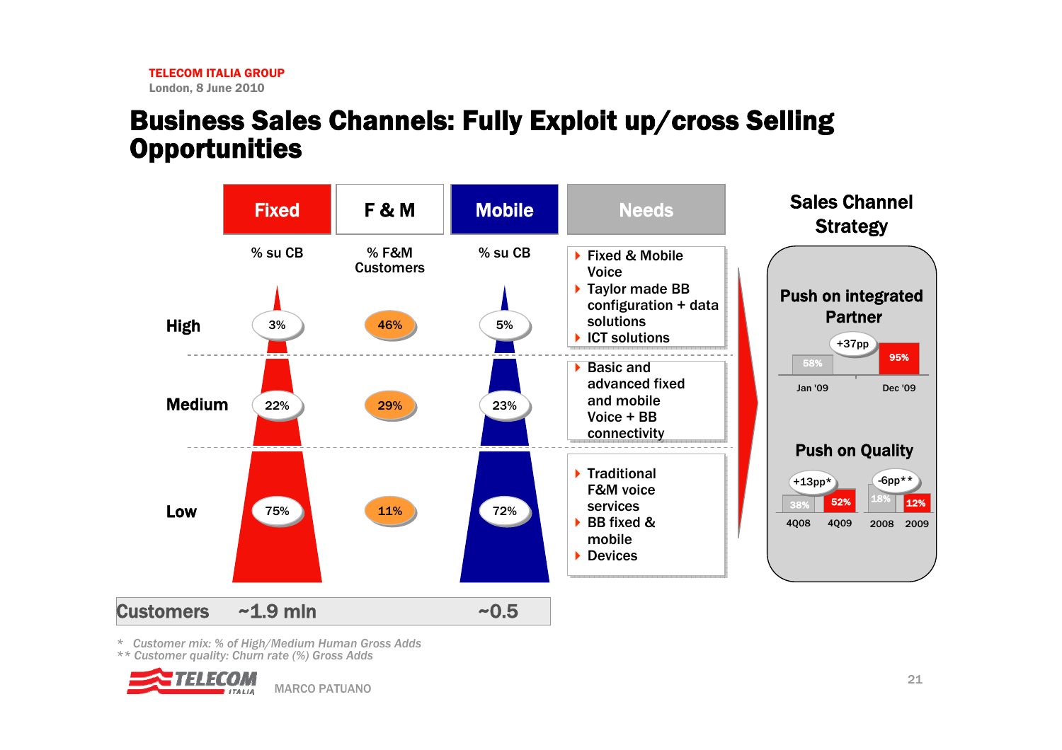# Business Sales Channels: Fully Exploit up/cross Selling Opportunities

| | Fixed | F & M | Mobile | Needs |
|---|---|---|---|---|
| | % su CB | % F&M Customers | % su CB | |
| High | 3% | 46% | 5% | Fixed & Mobile Voice; Taylor made BB configuration + data solutions; ICT solutions |
| Medium | 22% | 29% | 23% | Basic and advanced fixed and mobile Voice + BB connectivity |
| Low | 75% | 11% | 72% | Traditional F&M voice services; BB fixed & mobile; Devices |
| Customers | ~1.9 mln | | ~0.5 | |

## Sales Channel Strategy

**Push on integrated Partner**

| Jan '09 | Dec '09 |
|---|---|
| 58% | 95% |

+37pp

**Push on Quality**

| 4Q08 | 4Q09 |
|---|---|
| 38% | 52% |

+13pp*

| 2008 | 2009 |
|---|---|
| 18% | 12% |

-6pp**

*\* Customer mix: % of High/Medium Human Gross Adds*
*\*\* Customer quality: Churn rate (%) Gross Adds*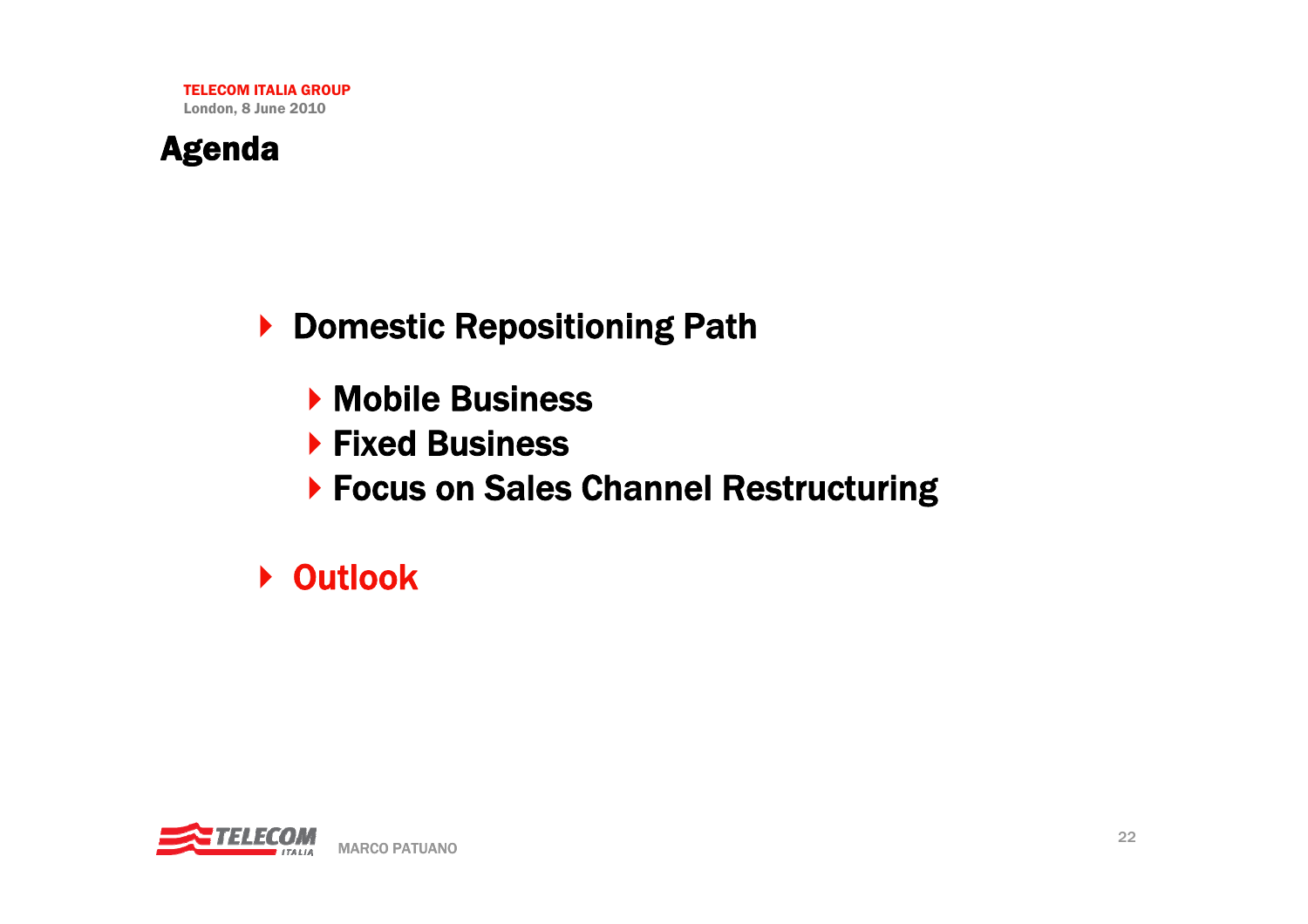# Agenda

- Domestic Repositioning Path
  - Mobile Business
  - Fixed Business
  - Focus on Sales Channel Restructuring
- Outlook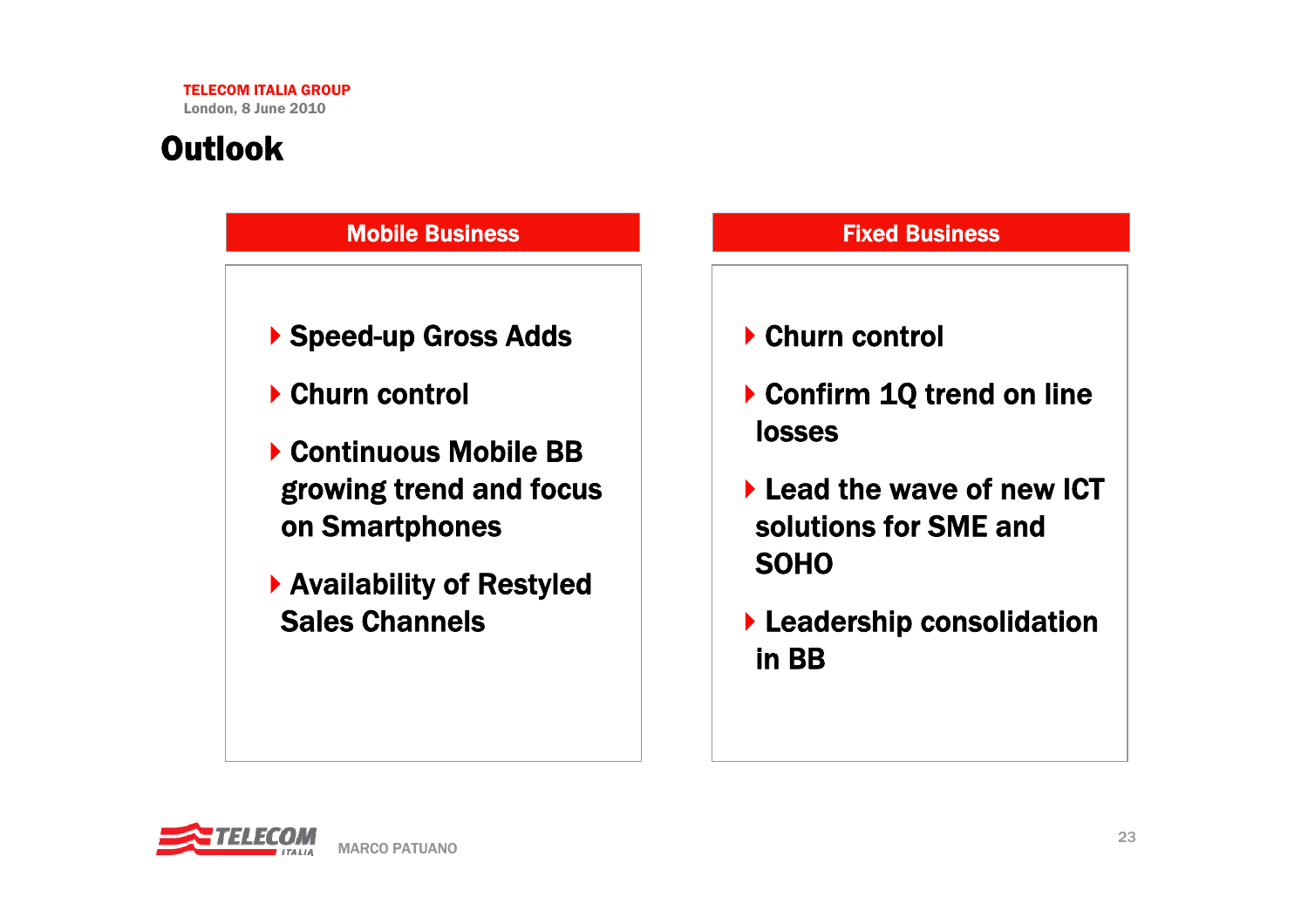# Outlook

## Mobile Business

- Speed-up Gross Adds
- Churn control
- Continuous Mobile BB growing trend and focus on Smartphones
- Availability of Restyled Sales Channels

## Fixed Business

- Churn control
- Confirm 1Q trend on line losses
- Lead the wave of new ICT solutions for SME and SOHO
- Leadership consolidation in BB